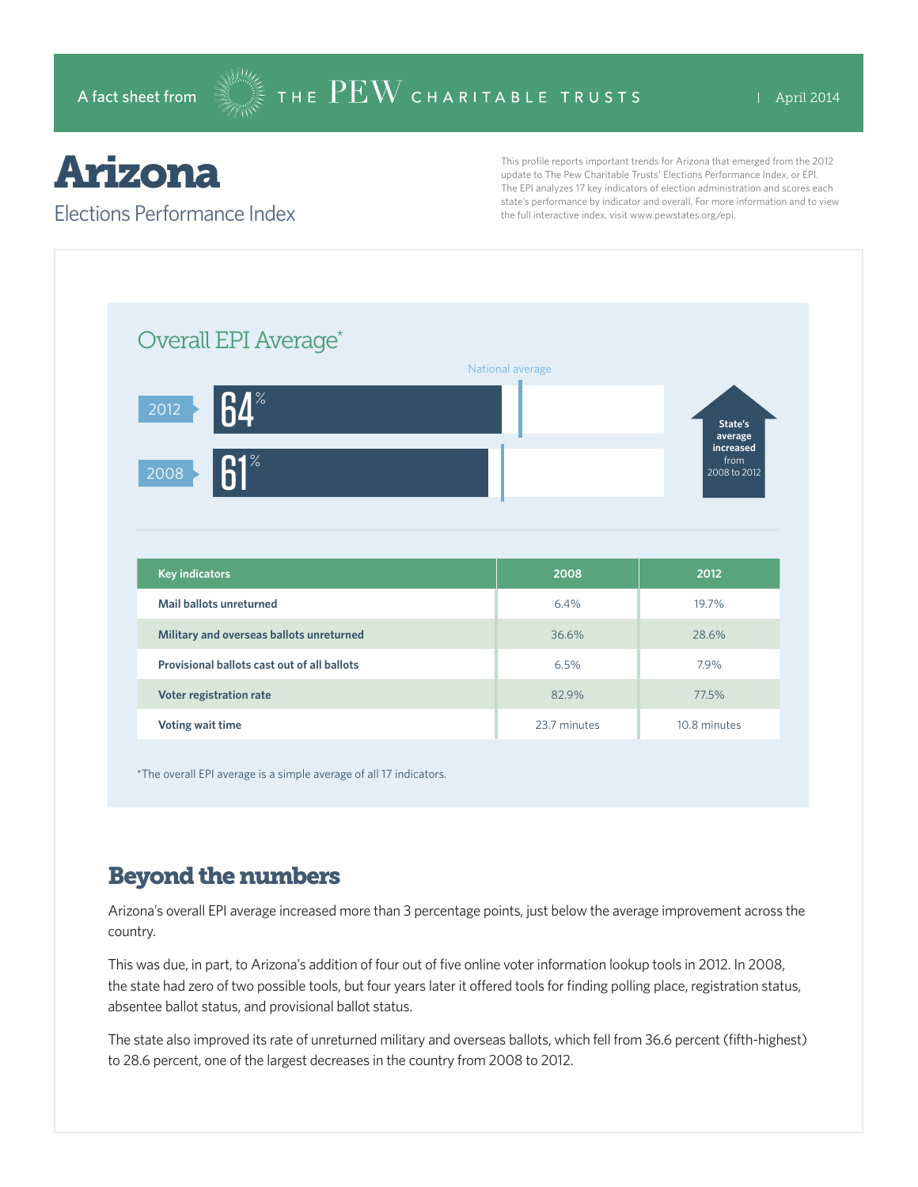A fact sheet from THE PEW CHARITABLE TRUSTS | April 2014

# Arizona

## Elections Performance Index

This profile reports important trends for Arizona that emerged from the 2012 update to The Pew Charitable Trusts' Elections Performance Index, or EPI. The EPI analyzes 17 key indicators of election administration and scores each state's performance by indicator and overall. For more information and to view the full interactive index, visit www.pewstates.org/epi.

### Overall EPI Average*

National average

2012: 64%

2008: 61%

State's average increased from 2008 to 2012

| Key indicators | 2008 | 2012 |
| --- | --- | --- |
| Mail ballots unreturned | 6.4% | 19.7% |
| Military and overseas ballots unreturned | 36.6% | 28.6% |
| Provisional ballots cast out of all ballots | 6.5% | 7.9% |
| Voter registration rate | 82.9% | 77.5% |
| Voting wait time | 23.7 minutes | 10.8 minutes |

*The overall EPI average is a simple average of all 17 indicators.

## Beyond the numbers

Arizona's overall EPI average increased more than 3 percentage points, just below the average improvement across the country.

This was due, in part, to Arizona's addition of four out of five online voter information lookup tools in 2012. In 2008, the state had zero of two possible tools, but four years later it offered tools for finding polling place, registration status, absentee ballot status, and provisional ballot status.

The state also improved its rate of unreturned military and overseas ballots, which fell from 36.6 percent (fifth-highest) to 28.6 percent, one of the largest decreases in the country from 2008 to 2012.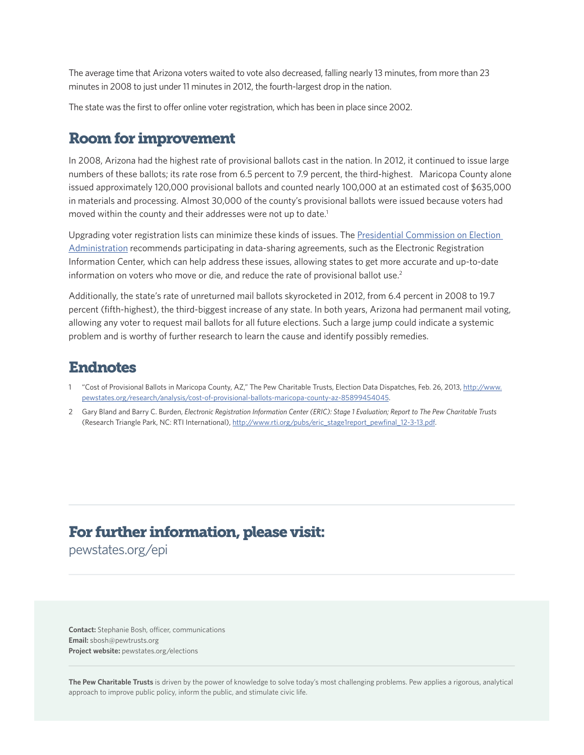The average time that Arizona voters waited to vote also decreased, falling nearly 13 minutes, from more than 23 minutes in 2008 to just under 11 minutes in 2012, the fourth-largest drop in the nation.

The state was the first to offer online voter registration, which has been in place since 2002.

## Room for improvement

In 2008, Arizona had the highest rate of provisional ballots cast in the nation. In 2012, it continued to issue large numbers of these ballots; its rate rose from 6.5 percent to 7.9 percent, the third-highest. Maricopa County alone issued approximately 120,000 provisional ballots and counted nearly 100,000 at an estimated cost of $635,000 in materials and processing. Almost 30,000 of the county's provisional ballots were issued because voters had moved within the county and their addresses were not up to date.[1]

Upgrading voter registration lists can minimize these kinds of issues. The [Presidential Commission on Election Administration] recommends participating in data-sharing agreements, such as the Electronic Registration Information Center, which can help address these issues, allowing states to get more accurate and up-to-date information on voters who move or die, and reduce the rate of provisional ballot use.[2]

Additionally, the state's rate of unreturned mail ballots skyrocketed in 2012, from 6.4 percent in 2008 to 19.7 percent (fifth-highest), the third-biggest increase of any state. In both years, Arizona had permanent mail voting, allowing any voter to request mail ballots for all future elections. Such a large jump could indicate a systemic problem and is worthy of further research to learn the cause and identify possibly remedies.

## Endnotes

1. "Cost of Provisional Ballots in Maricopa County, AZ," The Pew Charitable Trusts, Election Data Dispatches, Feb. 26, 2013, http://www.pewstates.org/research/analysis/cost-of-provisional-ballots-maricopa-county-az-85899454045.
2. Gary Bland and Barry C. Burden, *Electronic Registration Information Center (ERIC): Stage 1 Evaluation; Report to The Pew Charitable Trusts* (Research Triangle Park, NC: RTI International), http://www.rti.org/pubs/eric_stage1report_pewfinal_12-3-13.pdf.

## For further information, please visit:

pewstates.org/epi

**Contact:** Stephanie Bosh, officer, communications
**Email:** sbosh@pewtrusts.org
**Project website:** pewstates.org/elections

**The Pew Charitable Trusts** is driven by the power of knowledge to solve today's most challenging problems. Pew applies a rigorous, analytical approach to improve public policy, inform the public, and stimulate civic life.